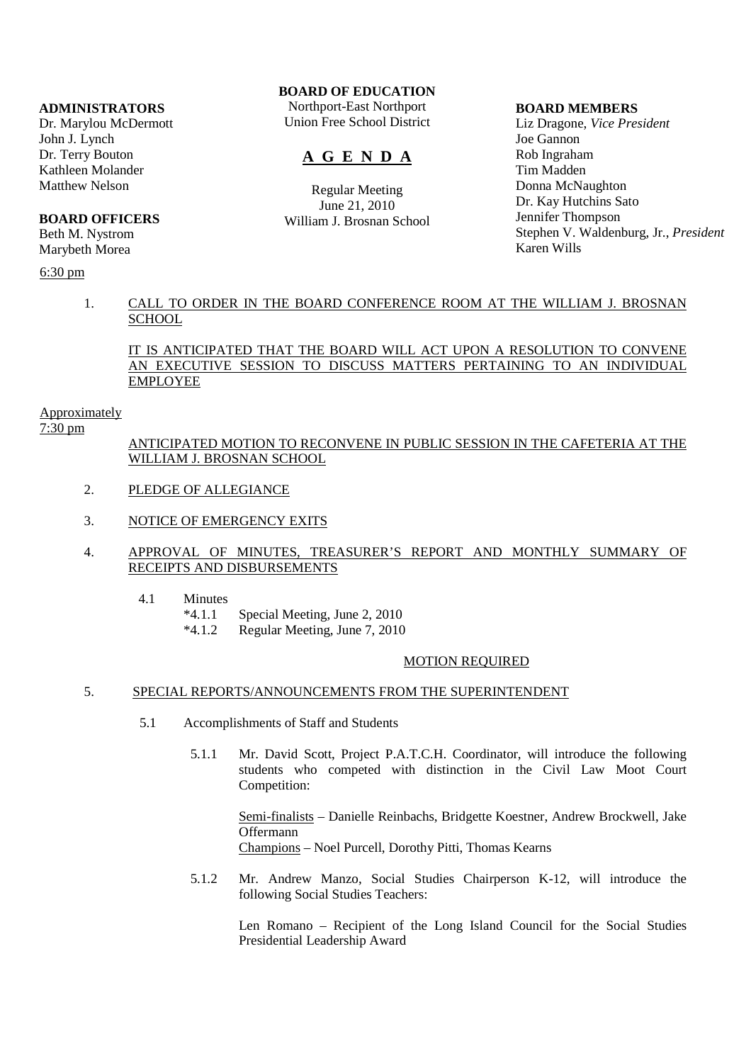**ADMINISTRATORS**
Dr. Marylou McDermott
John J. Lynch
Dr. Terry Bouton
Kathleen Molander
Matthew Nelson

**BOARD OFFICERS**
Beth M. Nystrom
Marybeth Morea

**BOARD OF EDUCATION**
Northport-East Northport
Union Free School District

# A G E N D A

Regular Meeting
June 21, 2010
William J. Brosnan School

**BOARD MEMBERS**
Liz Dragone, *Vice President*
Joe Gannon
Rob Ingraham
Tim Madden
Donna McNaughton
Dr. Kay Hutchins Sato
Jennifer Thompson
Stephen V. Waldenburg, Jr., *President*
Karen Wills

6:30 pm

1. CALL TO ORDER IN THE BOARD CONFERENCE ROOM AT THE WILLIAM J. BROSNAN SCHOOL

   IT IS ANTICIPATED THAT THE BOARD WILL ACT UPON A RESOLUTION TO CONVENE AN EXECUTIVE SESSION TO DISCUSS MATTERS PERTAINING TO AN INDIVIDUAL EMPLOYEE

Approximately
7:30 pm

ANTICIPATED MOTION TO RECONVENE IN PUBLIC SESSION IN THE CAFETERIA AT THE WILLIAM J. BROSNAN SCHOOL

2. PLEDGE OF ALLEGIANCE

3. NOTICE OF EMERGENCY EXITS

4. APPROVAL OF MINUTES, TREASURER'S REPORT AND MONTHLY SUMMARY OF RECEIPTS AND DISBURSEMENTS

   4.1 Minutes
      *4.1.1 Special Meeting, June 2, 2010
      *4.1.2 Regular Meeting, June 7, 2010

   MOTION REQUIRED

5. SPECIAL REPORTS/ANNOUNCEMENTS FROM THE SUPERINTENDENT

   5.1 Accomplishments of Staff and Students

      5.1.1 Mr. David Scott, Project P.A.T.C.H. Coordinator, will introduce the following students who competed with distinction in the Civil Law Moot Court Competition:

         Semi-finalists – Danielle Reinbachs, Bridgette Koestner, Andrew Brockwell, Jake Offermann
         Champions – Noel Purcell, Dorothy Pitti, Thomas Kearns

      5.1.2 Mr. Andrew Manzo, Social Studies Chairperson K-12, will introduce the following Social Studies Teachers:

         Len Romano – Recipient of the Long Island Council for the Social Studies Presidential Leadership Award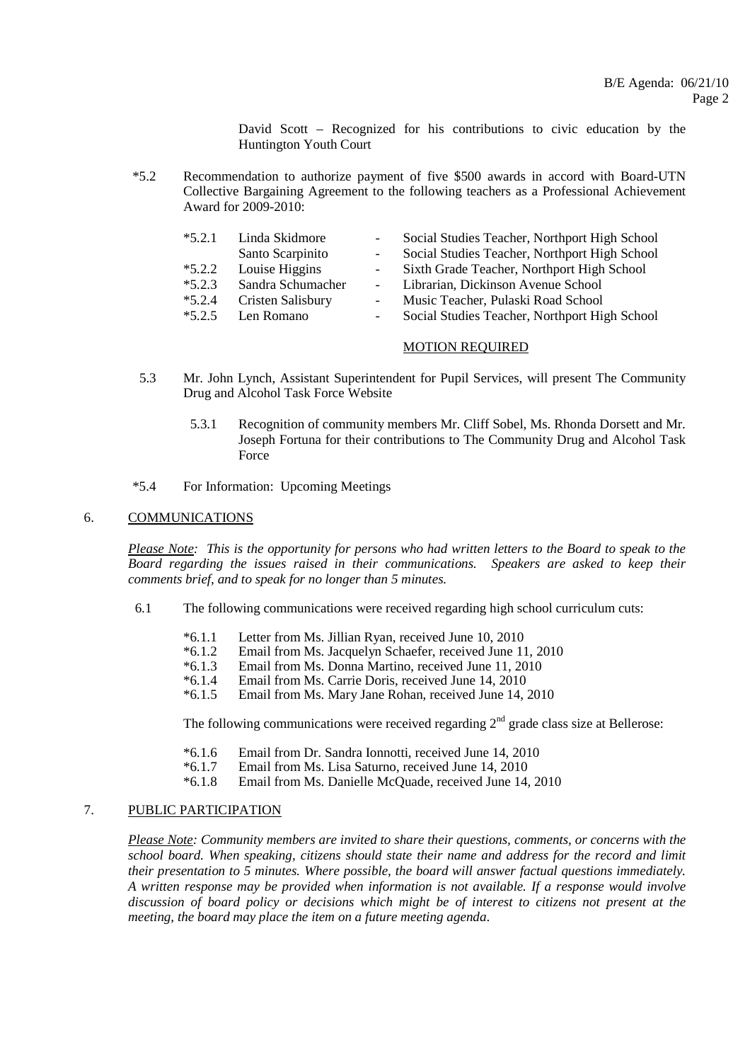David Scott – Recognized for his contributions to civic education by the Huntington Youth Court

*5.2 Recommendation to authorize payment of five $500 awards in accord with Board-UTN Collective Bargaining Agreement to the following teachers as a Professional Achievement Award for 2009-2010:

| | | | |
|---|---|---|---|
| *5.2.1 | Linda Skidmore | - | Social Studies Teacher, Northport High School |
| | Santo Scarpinito | - | Social Studies Teacher, Northport High School |
| *5.2.2 | Louise Higgins | - | Sixth Grade Teacher, Northport High School |
| *5.2.3 | Sandra Schumacher | - | Librarian, Dickinson Avenue School |
| *5.2.4 | Cristen Salisbury | - | Music Teacher, Pulaski Road School |
| *5.2.5 | Len Romano | - | Social Studies Teacher, Northport High School |

MOTION REQUIRED

5.3 Mr. John Lynch, Assistant Superintendent for Pupil Services, will present The Community Drug and Alcohol Task Force Website

5.3.1 Recognition of community members Mr. Cliff Sobel, Ms. Rhonda Dorsett and Mr. Joseph Fortuna for their contributions to The Community Drug and Alcohol Task Force

*5.4 For Information: Upcoming Meetings

## 6. COMMUNICATIONS

*Please Note: This is the opportunity for persons who had written letters to the Board to speak to the Board regarding the issues raised in their communications. Speakers are asked to keep their comments brief, and to speak for no longer than 5 minutes.*

6.1 The following communications were received regarding high school curriculum cuts:

*6.1.1 Letter from Ms. Jillian Ryan, received June 10, 2010
*6.1.2 Email from Ms. Jacquelyn Schaefer, received June 11, 2010
*6.1.3 Email from Ms. Donna Martino, received June 11, 2010
*6.1.4 Email from Ms. Carrie Doris, received June 14, 2010
*6.1.5 Email from Ms. Mary Jane Rohan, received June 14, 2010

The following communications were received regarding 2nd grade class size at Bellerose:

*6.1.6 Email from Dr. Sandra Ionnotti, received June 14, 2010
*6.1.7 Email from Ms. Lisa Saturno, received June 14, 2010
*6.1.8 Email from Ms. Danielle McQuade, received June 14, 2010

## 7. PUBLIC PARTICIPATION

*Please Note: Community members are invited to share their questions, comments, or concerns with the school board. When speaking, citizens should state their name and address for the record and limit their presentation to 5 minutes. Where possible, the board will answer factual questions immediately. A written response may be provided when information is not available. If a response would involve discussion of board policy or decisions which might be of interest to citizens not present at the meeting, the board may place the item on a future meeting agenda.*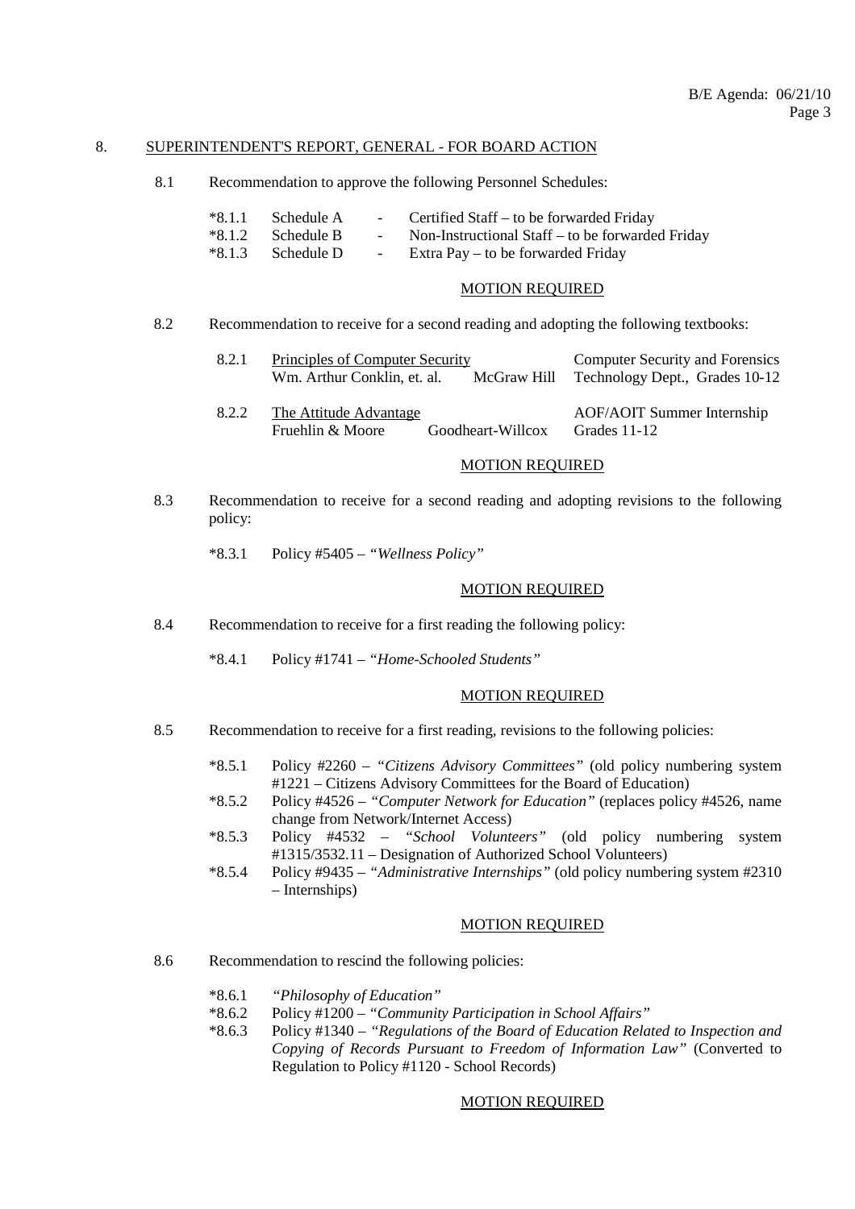## 8. SUPERINTENDENT'S REPORT, GENERAL - FOR BOARD ACTION

8.1 Recommendation to approve the following Personnel Schedules:

*8.1.1 Schedule A - Certified Staff – to be forwarded Friday
*8.1.2 Schedule B - Non-Instructional Staff – to be forwarded Friday
*8.1.3 Schedule D - Extra Pay – to be forwarded Friday

<u>MOTION REQUIRED</u>

8.2 Recommendation to receive for a second reading and adopting the following textbooks:

8.2.1 <u>Principles of Computer Security</u> — Wm. Arthur Conklin, et. al. — McGraw Hill — Computer Security and Forensics Technology Dept., Grades 10-12

8.2.2 <u>The Attitude Advantage</u> — Fruehlin & Moore — Goodheart-Willcox — AOF/AOIT Summer Internship Grades 11-12

<u>MOTION REQUIRED</u>

8.3 Recommendation to receive for a second reading and adopting revisions to the following policy:

*8.3.1 Policy #5405 – *"Wellness Policy"*

<u>MOTION REQUIRED</u>

8.4 Recommendation to receive for a first reading the following policy:

*8.4.1 Policy #1741 – *"Home-Schooled Students"*

<u>MOTION REQUIRED</u>

8.5 Recommendation to receive for a first reading, revisions to the following policies:

*8.5.1 Policy #2260 – *"Citizens Advisory Committees"* (old policy numbering system #1221 – Citizens Advisory Committees for the Board of Education)
*8.5.2 Policy #4526 – *"Computer Network for Education"* (replaces policy #4526, name change from Network/Internet Access)
*8.5.3 Policy #4532 – *"School Volunteers"* (old policy numbering system #1315/3532.11 – Designation of Authorized School Volunteers)
*8.5.4 Policy #9435 – *"Administrative Internships"* (old policy numbering system #2310 – Internships)

<u>MOTION REQUIRED</u>

8.6 Recommendation to rescind the following policies:

*8.6.1 *"Philosophy of Education"*
*8.6.2 Policy #1200 – *"Community Participation in School Affairs"*
*8.6.3 Policy #1340 – *"Regulations of the Board of Education Related to Inspection and Copying of Records Pursuant to Freedom of Information Law"* (Converted to Regulation to Policy #1120 - School Records)

<u>MOTION REQUIRED</u>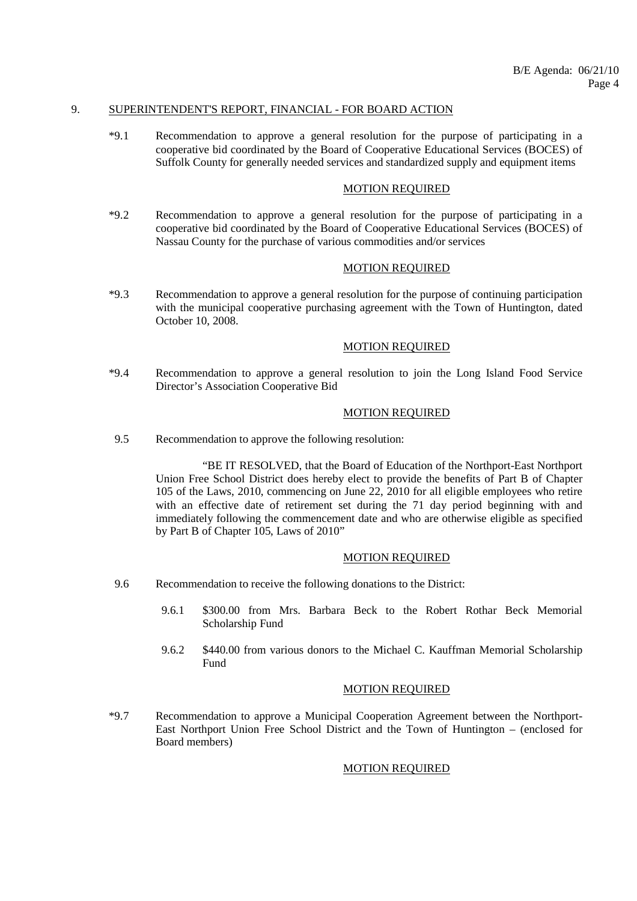## 9. SUPERINTENDENT'S REPORT, FINANCIAL - FOR BOARD ACTION

*9.1 Recommendation to approve a general resolution for the purpose of participating in a cooperative bid coordinated by the Board of Cooperative Educational Services (BOCES) of Suffolk County for generally needed services and standardized supply and equipment items

MOTION REQUIRED

*9.2 Recommendation to approve a general resolution for the purpose of participating in a cooperative bid coordinated by the Board of Cooperative Educational Services (BOCES) of Nassau County for the purchase of various commodities and/or services

MOTION REQUIRED

*9.3 Recommendation to approve a general resolution for the purpose of continuing participation with the municipal cooperative purchasing agreement with the Town of Huntington, dated October 10, 2008.

MOTION REQUIRED

*9.4 Recommendation to approve a general resolution to join the Long Island Food Service Director's Association Cooperative Bid

MOTION REQUIRED

9.5 Recommendation to approve the following resolution:

"BE IT RESOLVED, that the Board of Education of the Northport-East Northport Union Free School District does hereby elect to provide the benefits of Part B of Chapter 105 of the Laws, 2010, commencing on June 22, 2010 for all eligible employees who retire with an effective date of retirement set during the 71 day period beginning with and immediately following the commencement date and who are otherwise eligible as specified by Part B of Chapter 105, Laws of 2010"

MOTION REQUIRED

9.6 Recommendation to receive the following donations to the District:

- 9.6.1 $300.00 from Mrs. Barbara Beck to the Robert Rothar Beck Memorial Scholarship Fund
- 9.6.2 $440.00 from various donors to the Michael C. Kauffman Memorial Scholarship Fund

MOTION REQUIRED

*9.7 Recommendation to approve a Municipal Cooperation Agreement between the Northport-East Northport Union Free School District and the Town of Huntington – (enclosed for Board members)

MOTION REQUIRED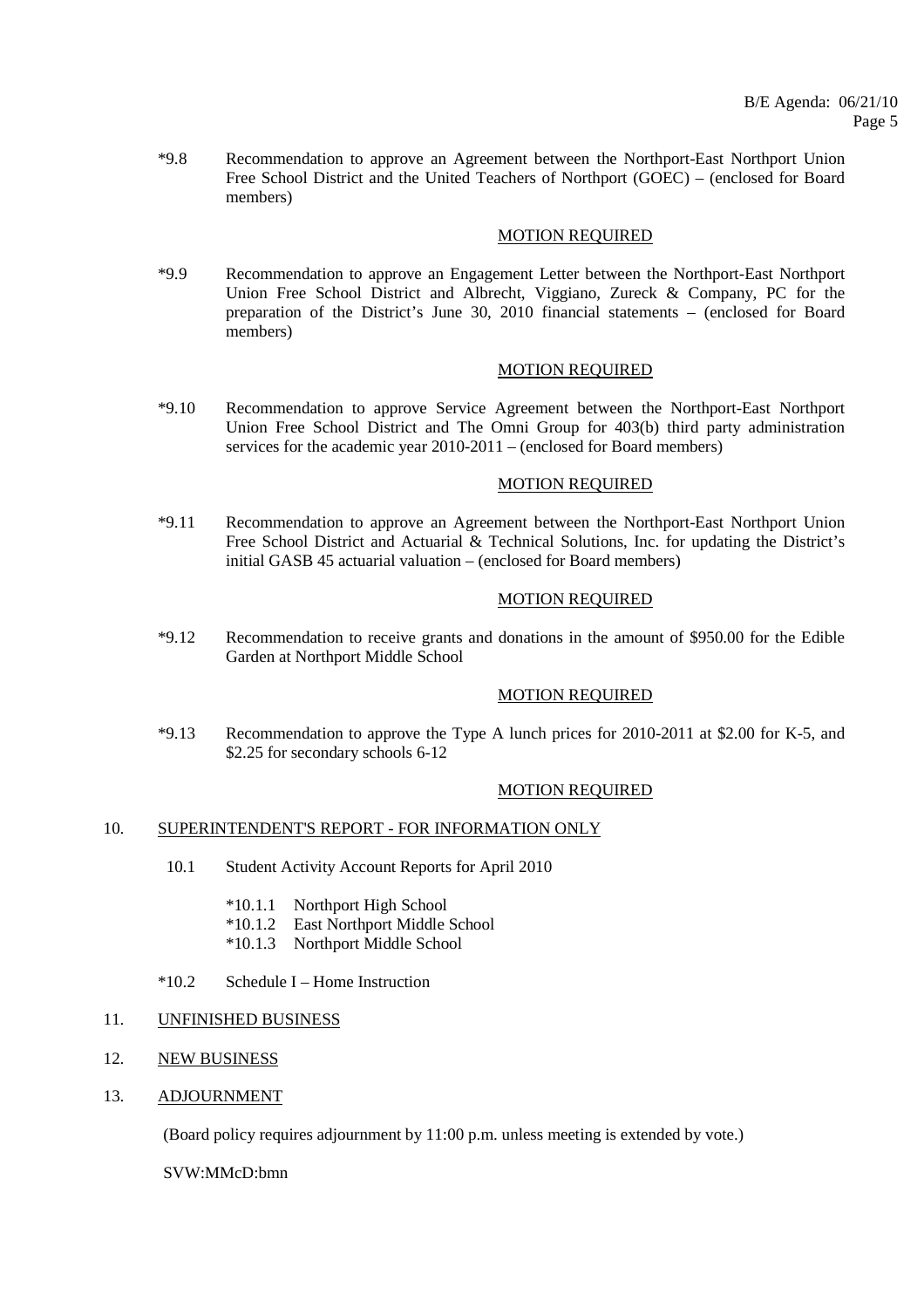*9.8 Recommendation to approve an Agreement between the Northport-East Northport Union Free School District and the United Teachers of Northport (GOEC) – (enclosed for Board members)

MOTION REQUIRED

*9.9 Recommendation to approve an Engagement Letter between the Northport-East Northport Union Free School District and Albrecht, Viggiano, Zureck & Company, PC for the preparation of the District's June 30, 2010 financial statements – (enclosed for Board members)

MOTION REQUIRED

*9.10 Recommendation to approve Service Agreement between the Northport-East Northport Union Free School District and The Omni Group for 403(b) third party administration services for the academic year 2010-2011 – (enclosed for Board members)

MOTION REQUIRED

*9.11 Recommendation to approve an Agreement between the Northport-East Northport Union Free School District and Actuarial & Technical Solutions, Inc. for updating the District's initial GASB 45 actuarial valuation – (enclosed for Board members)

MOTION REQUIRED

*9.12 Recommendation to receive grants and donations in the amount of $950.00 for the Edible Garden at Northport Middle School

MOTION REQUIRED

*9.13 Recommendation to approve the Type A lunch prices for 2010-2011 at $2.00 for K-5, and $2.25 for secondary schools 6-12

MOTION REQUIRED

10. SUPERINTENDENT'S REPORT - FOR INFORMATION ONLY

10.1 Student Activity Account Reports for April 2010

*10.1.1 Northport High School
*10.1.2 East Northport Middle School
*10.1.3 Northport Middle School

*10.2 Schedule I – Home Instruction

11. UNFINISHED BUSINESS

12. NEW BUSINESS

13. ADJOURNMENT

(Board policy requires adjournment by 11:00 p.m. unless meeting is extended by vote.)

SVW:MMcD:bmn